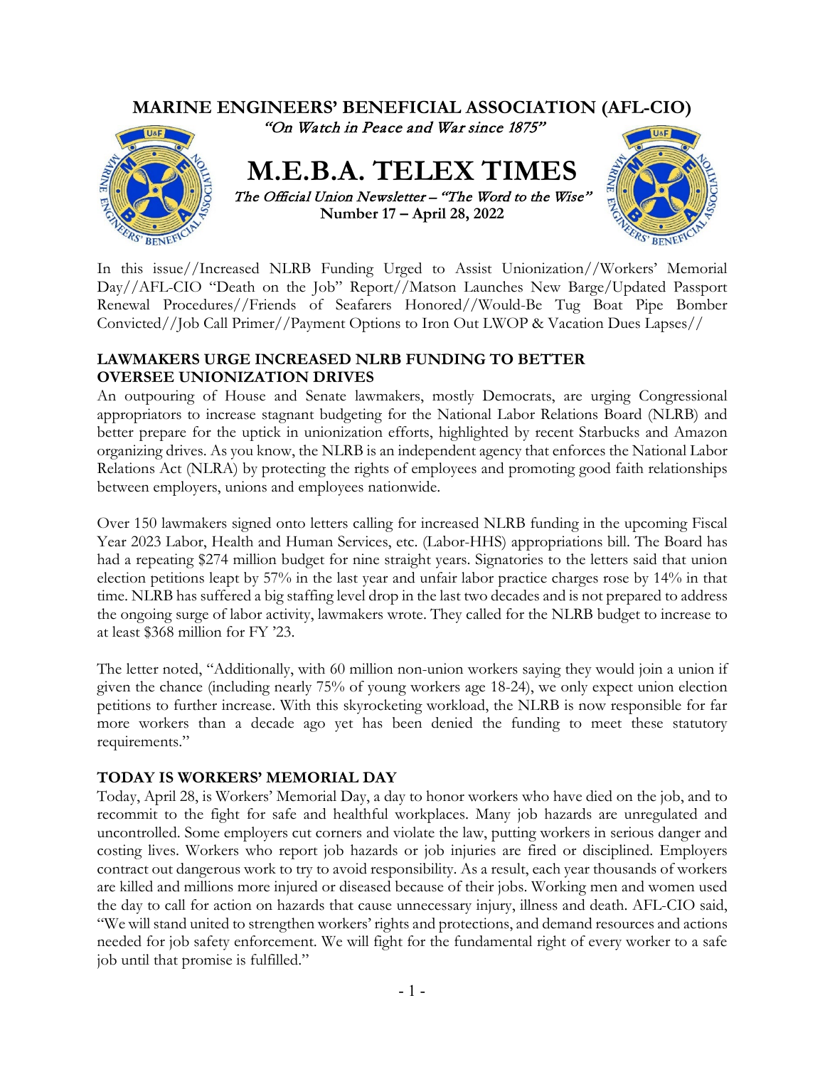# MARINE ENGINEERS' BENEFICIAL ASSOCIATION (AFL-CIO)

*"On Watch in Peace and War since 1875"*

# M.E.B.A. TELEX TIMES

*The Official Union Newsletter – "The Word to the Wise"*

**Number 17 – April 28, 2022**

In this issue//Increased NLRB Funding Urged to Assist Unionization//Workers' Memorial Day//AFL-CIO "Death on the Job" Report//Matson Launches New Barge/Updated Passport Renewal Procedures//Friends of Seafarers Honored//Would-Be Tug Boat Pipe Bomber Convicted//Job Call Primer//Payment Options to Iron Out LWOP & Vacation Dues Lapses//

## LAWMAKERS URGE INCREASED NLRB FUNDING TO BETTER OVERSEE UNIONIZATION DRIVES

An outpouring of House and Senate lawmakers, mostly Democrats, are urging Congressional appropriators to increase stagnant budgeting for the National Labor Relations Board (NLRB) and better prepare for the uptick in unionization efforts, highlighted by recent Starbucks and Amazon organizing drives. As you know, the NLRB is an independent agency that enforces the National Labor Relations Act (NLRA) by protecting the rights of employees and promoting good faith relationships between employers, unions and employees nationwide.

Over 150 lawmakers signed onto letters calling for increased NLRB funding in the upcoming Fiscal Year 2023 Labor, Health and Human Services, etc. (Labor-HHS) appropriations bill. The Board has had a repeating $274 million budget for nine straight years. Signatories to the letters said that union election petitions leapt by 57% in the last year and unfair labor practice charges rose by 14% in that time. NLRB has suffered a big staffing level drop in the last two decades and is not prepared to address the ongoing surge of labor activity, lawmakers wrote. They called for the NLRB budget to increase to at least $368 million for FY '23.

The letter noted, "Additionally, with 60 million non-union workers saying they would join a union if given the chance (including nearly 75% of young workers age 18-24), we only expect union election petitions to further increase. With this skyrocketing workload, the NLRB is now responsible for far more workers than a decade ago yet has been denied the funding to meet these statutory requirements."

## TODAY IS WORKERS' MEMORIAL DAY

Today, April 28, is Workers' Memorial Day, a day to honor workers who have died on the job, and to recommit to the fight for safe and healthful workplaces. Many job hazards are unregulated and uncontrolled. Some employers cut corners and violate the law, putting workers in serious danger and costing lives. Workers who report job hazards or job injuries are fired or disciplined. Employers contract out dangerous work to try to avoid responsibility. As a result, each year thousands of workers are killed and millions more injured or diseased because of their jobs. Working men and women used the day to call for action on hazards that cause unnecessary injury, illness and death. AFL-CIO said, "We will stand united to strengthen workers' rights and protections, and demand resources and actions needed for job safety enforcement. We will fight for the fundamental right of every worker to a safe job until that promise is fulfilled."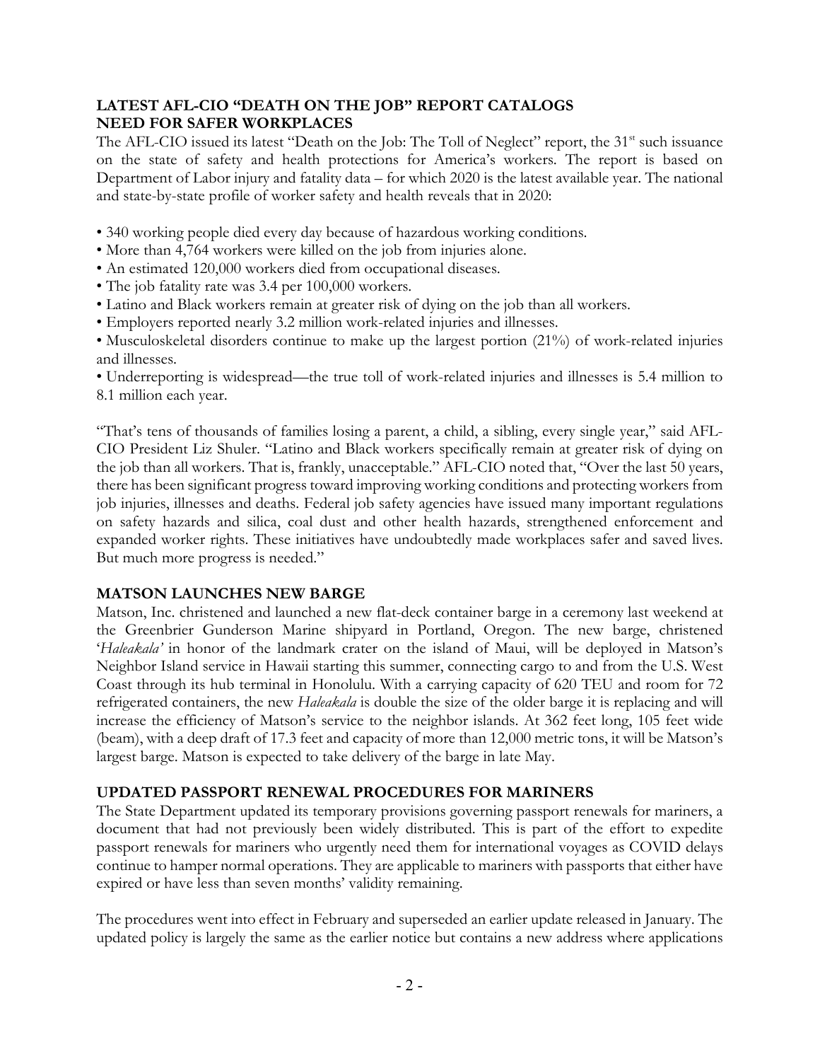**LATEST AFL-CIO "DEATH ON THE JOB" REPORT CATALOGS NEED FOR SAFER WORKPLACES**

The AFL-CIO issued its latest "Death on the Job: The Toll of Neglect" report, the 31st such issuance on the state of safety and health protections for America's workers. The report is based on Department of Labor injury and fatality data – for which 2020 is the latest available year. The national and state-by-state profile of worker safety and health reveals that in 2020:

- 340 working people died every day because of hazardous working conditions.
- More than 4,764 workers were killed on the job from injuries alone.
- An estimated 120,000 workers died from occupational diseases.
- The job fatality rate was 3.4 per 100,000 workers.
- Latino and Black workers remain at greater risk of dying on the job than all workers.
- Employers reported nearly 3.2 million work-related injuries and illnesses.
- Musculoskeletal disorders continue to make up the largest portion (21%) of work-related injuries and illnesses.
- Underreporting is widespread—the true toll of work-related injuries and illnesses is 5.4 million to 8.1 million each year.

"That's tens of thousands of families losing a parent, a child, a sibling, every single year," said AFL-CIO President Liz Shuler. "Latino and Black workers specifically remain at greater risk of dying on the job than all workers. That is, frankly, unacceptable." AFL-CIO noted that, "Over the last 50 years, there has been significant progress toward improving working conditions and protecting workers from job injuries, illnesses and deaths. Federal job safety agencies have issued many important regulations on safety hazards and silica, coal dust and other health hazards, strengthened enforcement and expanded worker rights. These initiatives have undoubtedly made workplaces safer and saved lives. But much more progress is needed."

**MATSON LAUNCHES NEW BARGE**

Matson, Inc. christened and launched a new flat-deck container barge in a ceremony last weekend at the Greenbrier Gunderson Marine shipyard in Portland, Oregon. The new barge, christened '*Haleakala'* in honor of the landmark crater on the island of Maui, will be deployed in Matson's Neighbor Island service in Hawaii starting this summer, connecting cargo to and from the U.S. West Coast through its hub terminal in Honolulu. With a carrying capacity of 620 TEU and room for 72 refrigerated containers, the new *Haleakala* is double the size of the older barge it is replacing and will increase the efficiency of Matson's service to the neighbor islands. At 362 feet long, 105 feet wide (beam), with a deep draft of 17.3 feet and capacity of more than 12,000 metric tons, it will be Matson's largest barge. Matson is expected to take delivery of the barge in late May.

**UPDATED PASSPORT RENEWAL PROCEDURES FOR MARINERS**

The State Department updated its temporary provisions governing passport renewals for mariners, a document that had not previously been widely distributed. This is part of the effort to expedite passport renewals for mariners who urgently need them for international voyages as COVID delays continue to hamper normal operations. They are applicable to mariners with passports that either have expired or have less than seven months' validity remaining.

The procedures went into effect in February and superseded an earlier update released in January. The updated policy is largely the same as the earlier notice but contains a new address where applications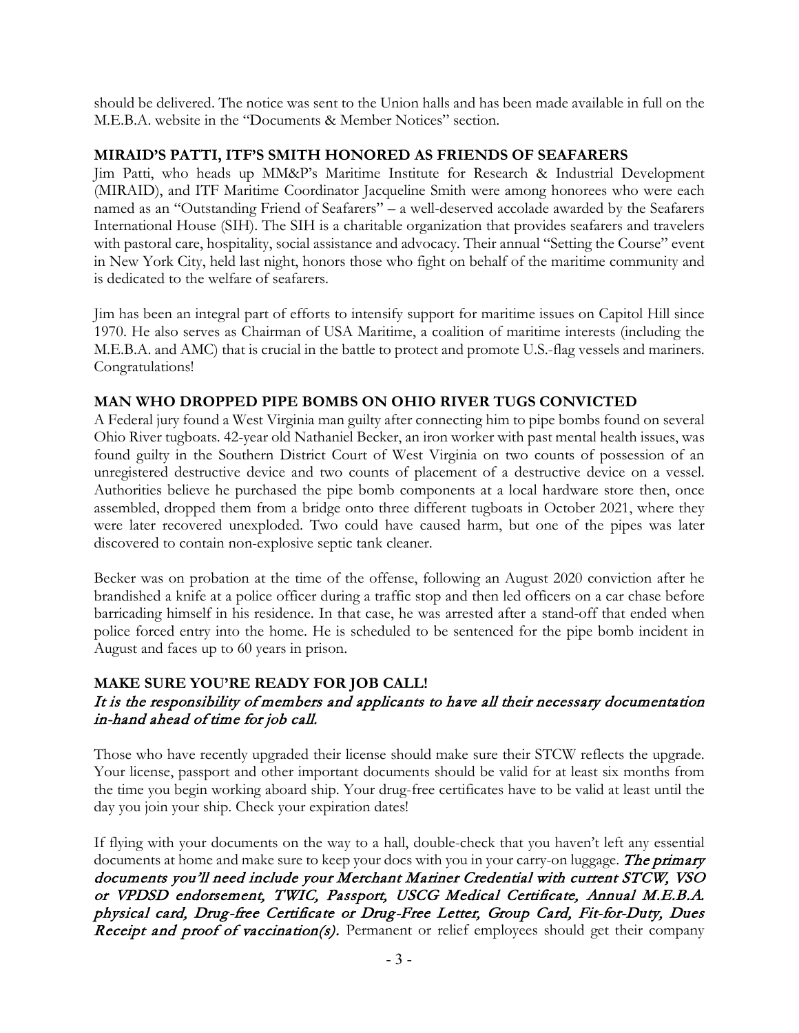should be delivered. The notice was sent to the Union halls and has been made available in full on the M.E.B.A. website in the "Documents & Member Notices" section.

**MIRAID'S PATTI, ITF'S SMITH HONORED AS FRIENDS OF SEAFARERS**

Jim Patti, who heads up MM&P's Maritime Institute for Research & Industrial Development (MIRAID), and ITF Maritime Coordinator Jacqueline Smith were among honorees who were each named as an "Outstanding Friend of Seafarers" – a well-deserved accolade awarded by the Seafarers International House (SIH). The SIH is a charitable organization that provides seafarers and travelers with pastoral care, hospitality, social assistance and advocacy. Their annual "Setting the Course" event in New York City, held last night, honors those who fight on behalf of the maritime community and is dedicated to the welfare of seafarers.

Jim has been an integral part of efforts to intensify support for maritime issues on Capitol Hill since 1970. He also serves as Chairman of USA Maritime, a coalition of maritime interests (including the M.E.B.A. and AMC) that is crucial in the battle to protect and promote U.S.-flag vessels and mariners. Congratulations!

**MAN WHO DROPPED PIPE BOMBS ON OHIO RIVER TUGS CONVICTED**

A Federal jury found a West Virginia man guilty after connecting him to pipe bombs found on several Ohio River tugboats. 42-year old Nathaniel Becker, an iron worker with past mental health issues, was found guilty in the Southern District Court of West Virginia on two counts of possession of an unregistered destructive device and two counts of placement of a destructive device on a vessel. Authorities believe he purchased the pipe bomb components at a local hardware store then, once assembled, dropped them from a bridge onto three different tugboats in October 2021, where they were later recovered unexploded. Two could have caused harm, but one of the pipes was later discovered to contain non-explosive septic tank cleaner.

Becker was on probation at the time of the offense, following an August 2020 conviction after he brandished a knife at a police officer during a traffic stop and then led officers on a car chase before barricading himself in his residence. In that case, he was arrested after a stand-off that ended when police forced entry into the home. He is scheduled to be sentenced for the pipe bomb incident in August and faces up to 60 years in prison.

**MAKE SURE YOU'RE READY FOR JOB CALL!**

***It is the responsibility of members and applicants to have all their necessary documentation in-hand ahead of time for job call.***

Those who have recently upgraded their license should make sure their STCW reflects the upgrade. Your license, passport and other important documents should be valid for at least six months from the time you begin working aboard ship. Your drug-free certificates have to be valid at least until the day you join your ship. Check your expiration dates!

If flying with your documents on the way to a hall, double-check that you haven't left any essential documents at home and make sure to keep your docs with you in your carry-on luggage. ***The primary documents you'll need include your Merchant Mariner Credential with current STCW, VSO or VPDSD endorsement, TWIC, Passport, USCG Medical Certificate, Annual M.E.B.A. physical card, Drug-free Certificate or Drug-Free Letter, Group Card, Fit-for-Duty, Dues Receipt and proof of vaccination(s).*** Permanent or relief employees should get their company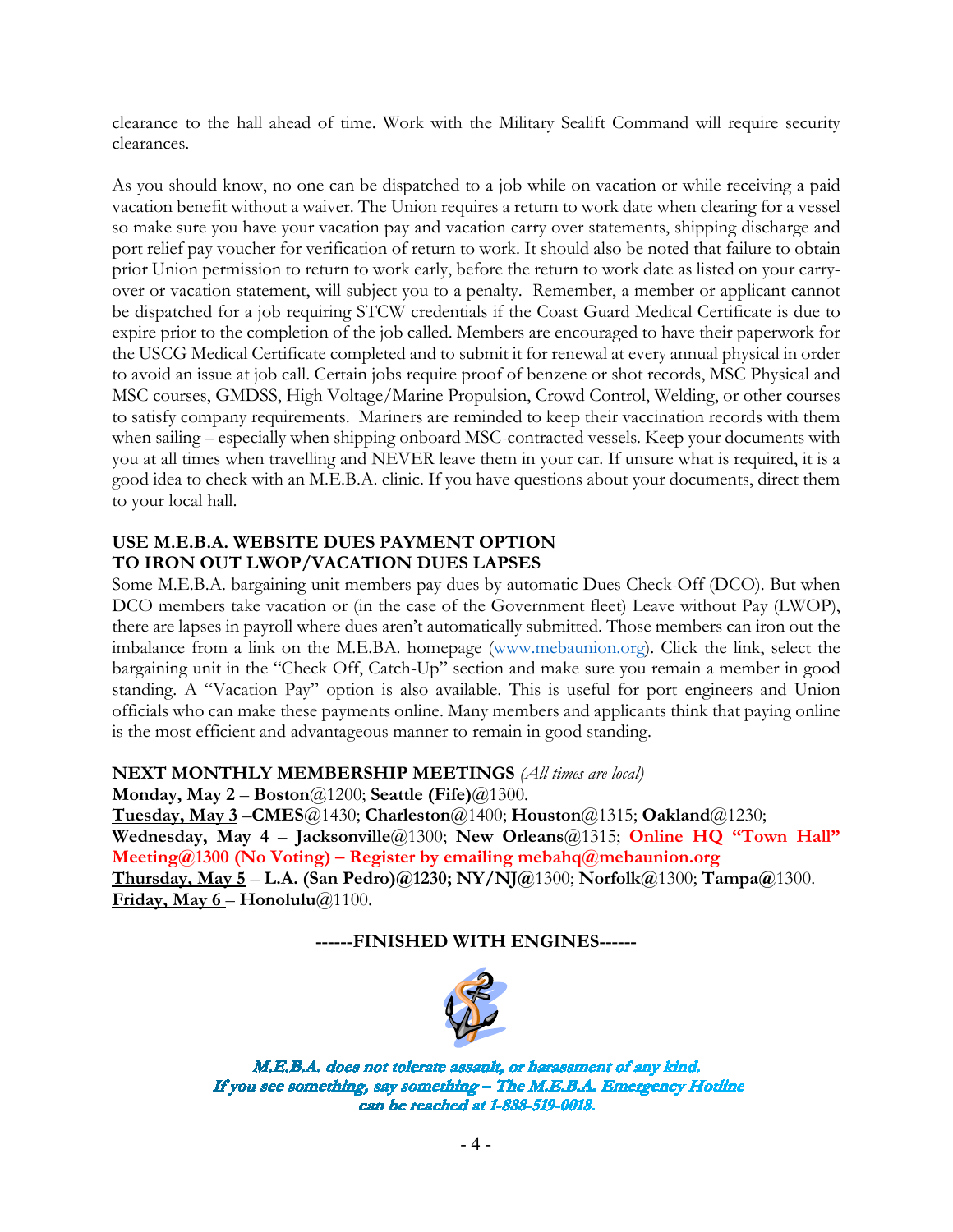clearance to the hall ahead of time. Work with the Military Sealift Command will require security clearances.

As you should know, no one can be dispatched to a job while on vacation or while receiving a paid vacation benefit without a waiver. The Union requires a return to work date when clearing for a vessel so make sure you have your vacation pay and vacation carry over statements, shipping discharge and port relief pay voucher for verification of return to work. It should also be noted that failure to obtain prior Union permission to return to work early, before the return to work date as listed on your carry-over or vacation statement, will subject you to a penalty. Remember, a member or applicant cannot be dispatched for a job requiring STCW credentials if the Coast Guard Medical Certificate is due to expire prior to the completion of the job called. Members are encouraged to have their paperwork for the USCG Medical Certificate completed and to submit it for renewal at every annual physical in order to avoid an issue at job call. Certain jobs require proof of benzene or shot records, MSC Physical and MSC courses, GMDSS, High Voltage/Marine Propulsion, Crowd Control, Welding, or other courses to satisfy company requirements. Mariners are reminded to keep their vaccination records with them when sailing – especially when shipping onboard MSC-contracted vessels. Keep your documents with you at all times when travelling and NEVER leave them in your car. If unsure what is required, it is a good idea to check with an M.E.B.A. clinic. If you have questions about your documents, direct them to your local hall.

**USE M.E.B.A. WEBSITE DUES PAYMENT OPTION TO IRON OUT LWOP/VACATION DUES LAPSES**

Some M.E.B.A. bargaining unit members pay dues by automatic Dues Check-Off (DCO). But when DCO members take vacation or (in the case of the Government fleet) Leave without Pay (LWOP), there are lapses in payroll where dues aren't automatically submitted. Those members can iron out the imbalance from a link on the M.E.BA. homepage (www.mebaunion.org). Click the link, select the bargaining unit in the "Check Off, Catch-Up" section and make sure you remain a member in good standing. A "Vacation Pay" option is also available. This is useful for port engineers and Union officials who can make these payments online. Many members and applicants think that paying online is the most efficient and advantageous manner to remain in good standing.

**NEXT MONTHLY MEMBERSHIP MEETINGS** *(All times are local)*

**Monday, May 2** – **Boston**@1200; **Seattle (Fife)**@1300.
**Tuesday, May 3** –**CMES**@1430; **Charleston**@1400; **Houston**@1315; **Oakland**@1230;
**Wednesday, May 4** – **Jacksonville**@1300; **New Orleans**@1315; **Online HQ "Town Hall" Meeting@1300 (No Voting) – Register by emailing mebahq@mebaunion.org**
**Thursday, May 5** – **L.A. (San Pedro)@1230; NY/NJ@**1300; **Norfolk@**1300; **Tampa@**1300.
**Friday, May 6** – **Honolulu**@1100.

**------FINISHED WITH ENGINES------**

***M.E.B.A. does not tolerate assault, or harassment of any kind.***
***If you see something, say something – The M.E.B.A. Emergency Hotline can be reached at 1-888-519-0018.***